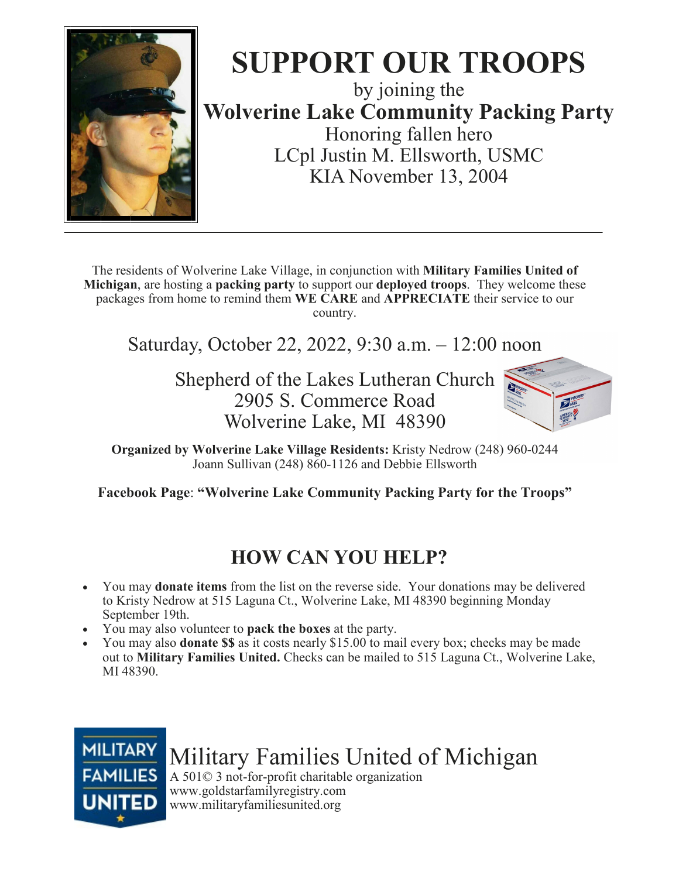# SUPPORT OUR TROOPS

by joining the

**Wolverine Lake Community Packing Party**

Honoring fallen hero

LCpl Justin M. Ellsworth, USMC

KIA November 13, 2004

---

The residents of Wolverine Lake Village, in conjunction with **Military Families United of Michigan**, are hosting a **packing party** to support our **deployed troops**. They welcome these packages from home to remind them **WE CARE** and **APPRECIATE** their service to our country.

Saturday, October 22, 2022, 9:30 a.m. – 12:00 noon

Shepherd of the Lakes Lutheran Church
2905 S. Commerce Road
Wolverine Lake, MI 48390

**Organized by Wolverine Lake Village Residents:** Kristy Nedrow (248) 960-0244
Joann Sullivan (248) 860-1126 and Debbie Ellsworth

**Facebook Page**: **"Wolverine Lake Community Packing Party for the Troops"**

## HOW CAN YOU HELP?

- You may **donate items** from the list on the reverse side. Your donations may be delivered to Kristy Nedrow at 515 Laguna Ct., Wolverine Lake, MI 48390 beginning Monday September 19th.
- You may also volunteer to **pack the boxes** at the party.
- You may also **donate $$** as it costs nearly $15.00 to mail every box; checks may be made out to **Military Families United.** Checks can be mailed to 515 Laguna Ct., Wolverine Lake, MI 48390.

Military Families United of Michigan
A 501© 3 not-for-profit charitable organization
www.goldstarfamilyregistry.com
www.militaryfamiliesunited.org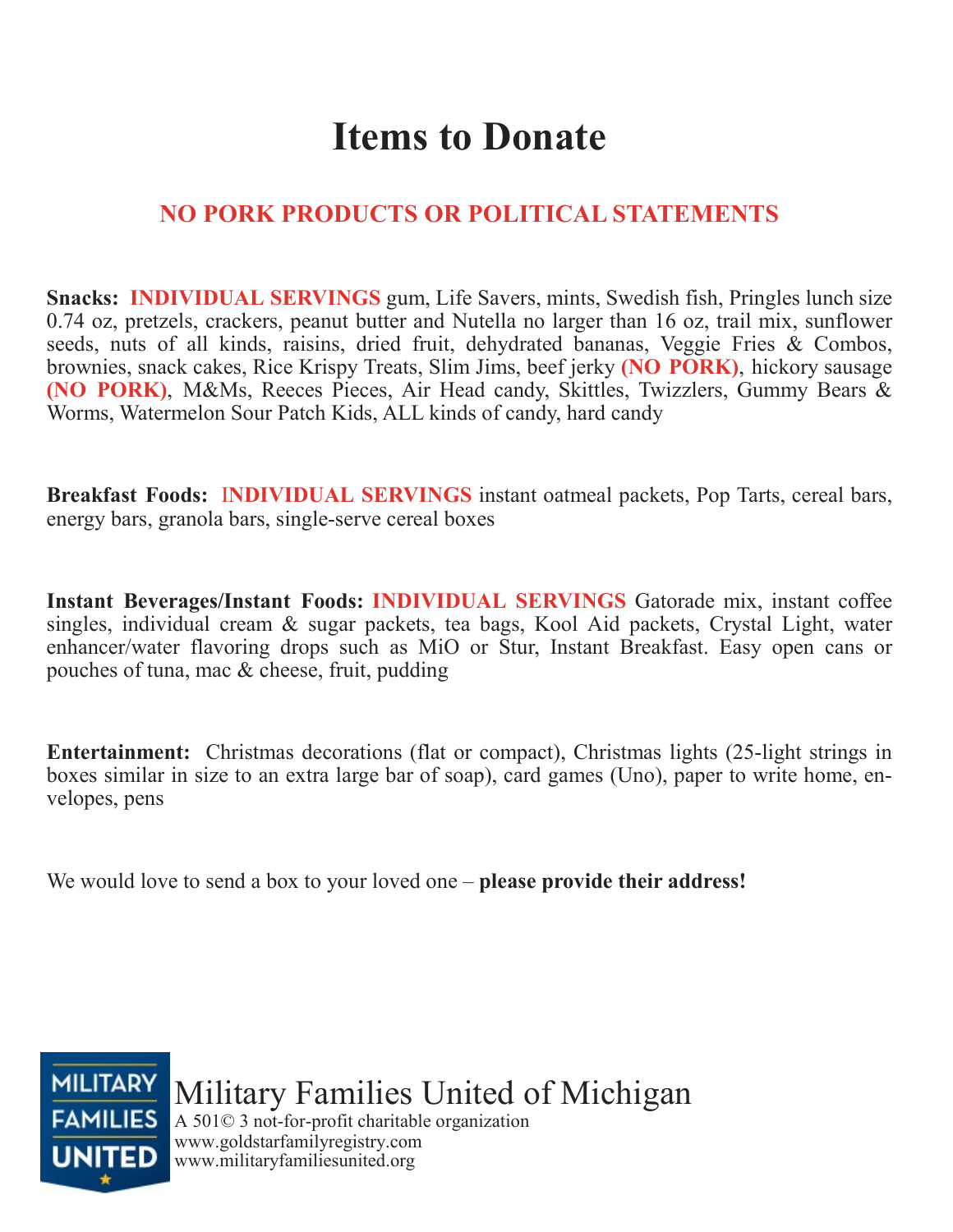# Items to Donate

**NO PORK PRODUCTS OR POLITICAL STATEMENTS**

**Snacks:** **INDIVIDUAL SERVINGS** gum, Life Savers, mints, Swedish fish, Pringles lunch size 0.74 oz, pretzels, crackers, peanut butter and Nutella no larger than 16 oz, trail mix, sunflower seeds, nuts of all kinds, raisins, dried fruit, dehydrated bananas, Veggie Fries & Combos, brownies, snack cakes, Rice Krispy Treats, Slim Jims, beef jerky **(NO PORK)**, hickory sausage **(NO PORK)**, M&Ms, Reeces Pieces, Air Head candy, Skittles, Twizzlers, Gummy Bears & Worms, Watermelon Sour Patch Kids, ALL kinds of candy, hard candy

**Breakfast Foods:** **INDIVIDUAL SERVINGS** instant oatmeal packets, Pop Tarts, cereal bars, energy bars, granola bars, single-serve cereal boxes

**Instant Beverages/Instant Foods:** **INDIVIDUAL SERVINGS** Gatorade mix, instant coffee singles, individual cream & sugar packets, tea bags, Kool Aid packets, Crystal Light, water enhancer/water flavoring drops such as MiO or Stur, Instant Breakfast. Easy open cans or pouches of tuna, mac & cheese, fruit, pudding

**Entertainment:** Christmas decorations (flat or compact), Christmas lights (25-light strings in boxes similar in size to an extra large bar of soap), card games (Uno), paper to write home, envelopes, pens

We would love to send a box to your loved one – **please provide their address!**

MILITARY FAMILIES UNITED

Military Families United of Michigan
A 501© 3 not-for-profit charitable organization
www.goldstarfamilyregistry.com
www.militaryfamiliesunited.org